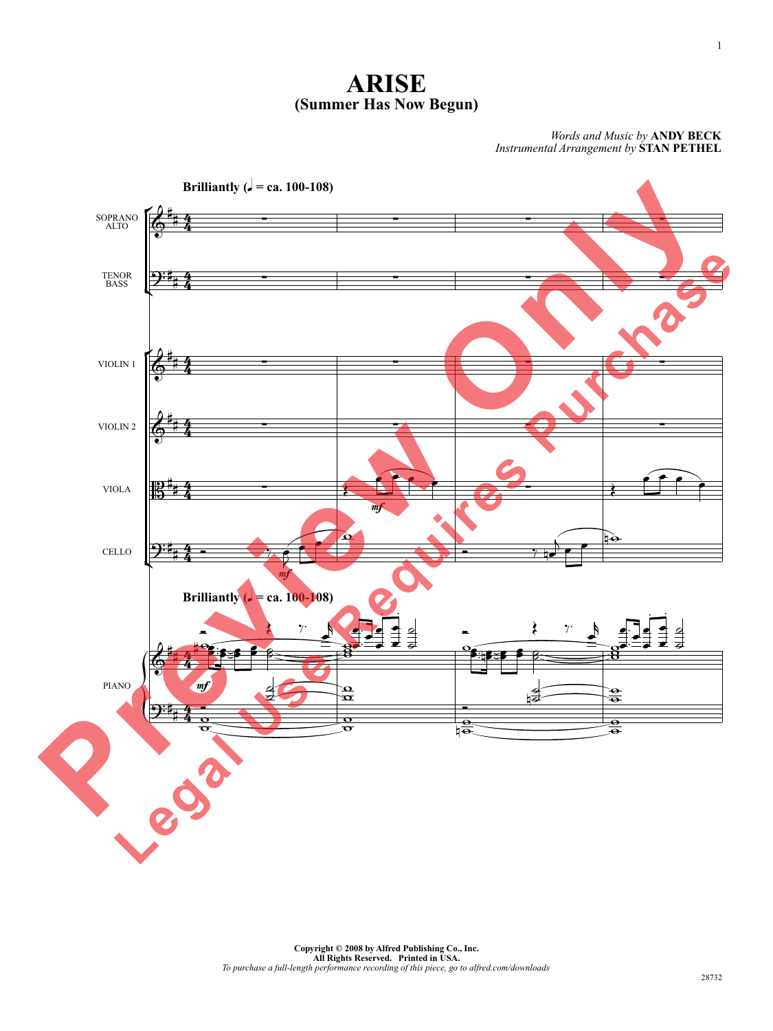# ARISE
## (Summer Has Now Begun)

*Words and Music by* **ANDY BECK**
*Instrumental Arrangement by* **STAN PETHEL**

**Brilliantly** (♩ = ca. 100-108)

SOPRANO ALTO

TENOR BASS

VIOLIN 1

VIOLIN 2

VIOLA

CELLO

PIANO

**Copyright © 2008 by Alfred Publishing Co., Inc.**
**All Rights Reserved. Printed in USA.**
*To purchase a full-length performance recording of this piece, go to alfred.com/downloads*

28732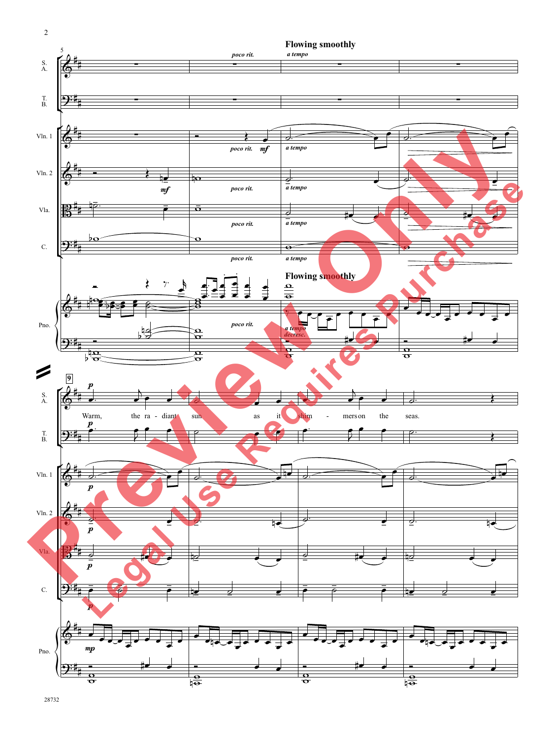**Flowing smoothly**

*poco rit.* *a tempo*

S. A.

T. B.

Vln. 1

Vln. 2

Vla.

C.

Pno.

**Flowing smoothly**

*a tempo* *decresc.*

9

Warm, the ra - diant sun as it shim - mers on the seas.

Preview Only

Legal Use Requires Purchase

28732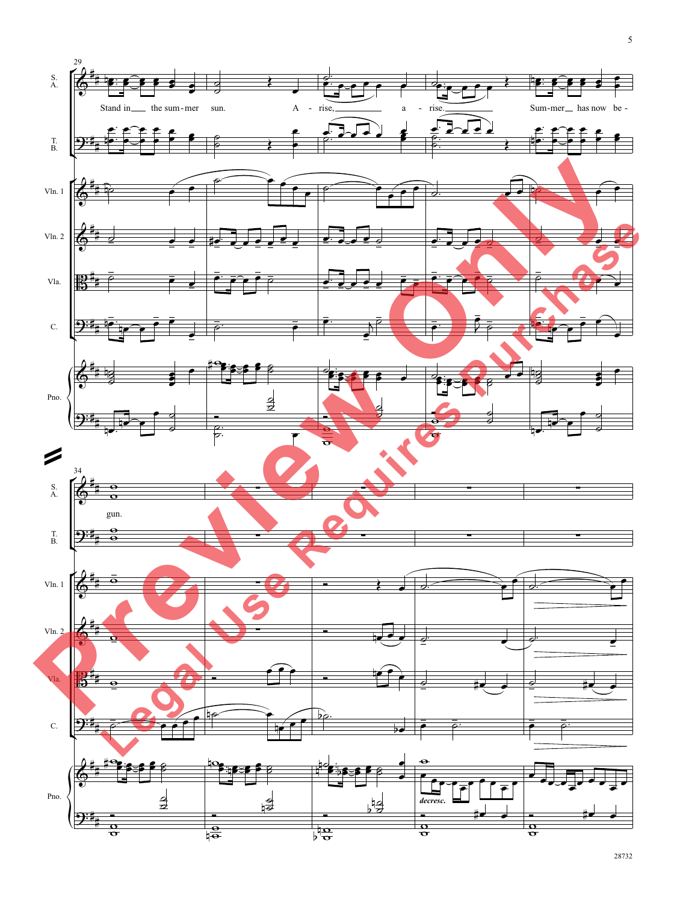29

S. A.

Stand in___ the sum-mer sun. A - rise,_________ a - rise._________ Sum-mer__ has now be -

T. B.

Vln. 1

Vln. 2

Vla.

C.

Pno.

34

S. A.

gun.

T. B.

Vln. 1

Vln. 2

Vla.

C.

Pno.

*decresc.*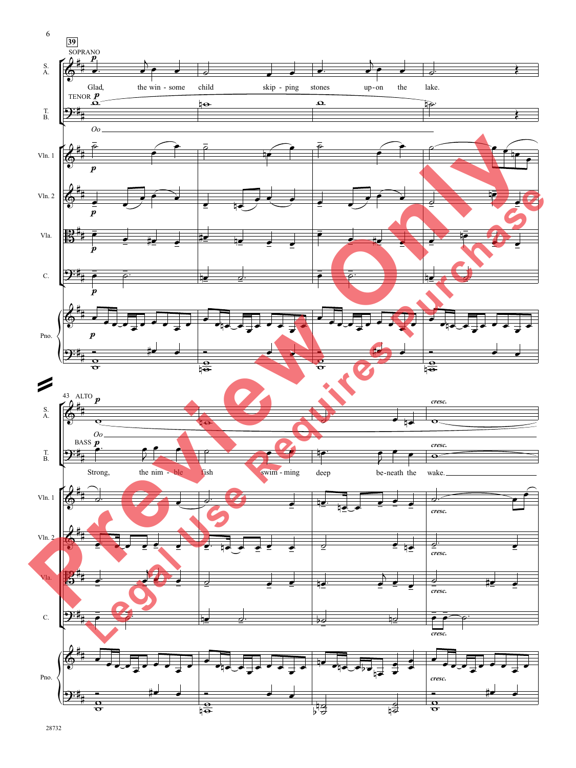39

SOPRANO *p*

Glad, the win - some child skip - ping stones up-on the lake.

TENOR *p*

*Oo*

43 ALTO *p*

*Oo*

BASS *p*

Strong, the nim - ble fish swim - ming deep be-neath the wake.

*cresc.*

28732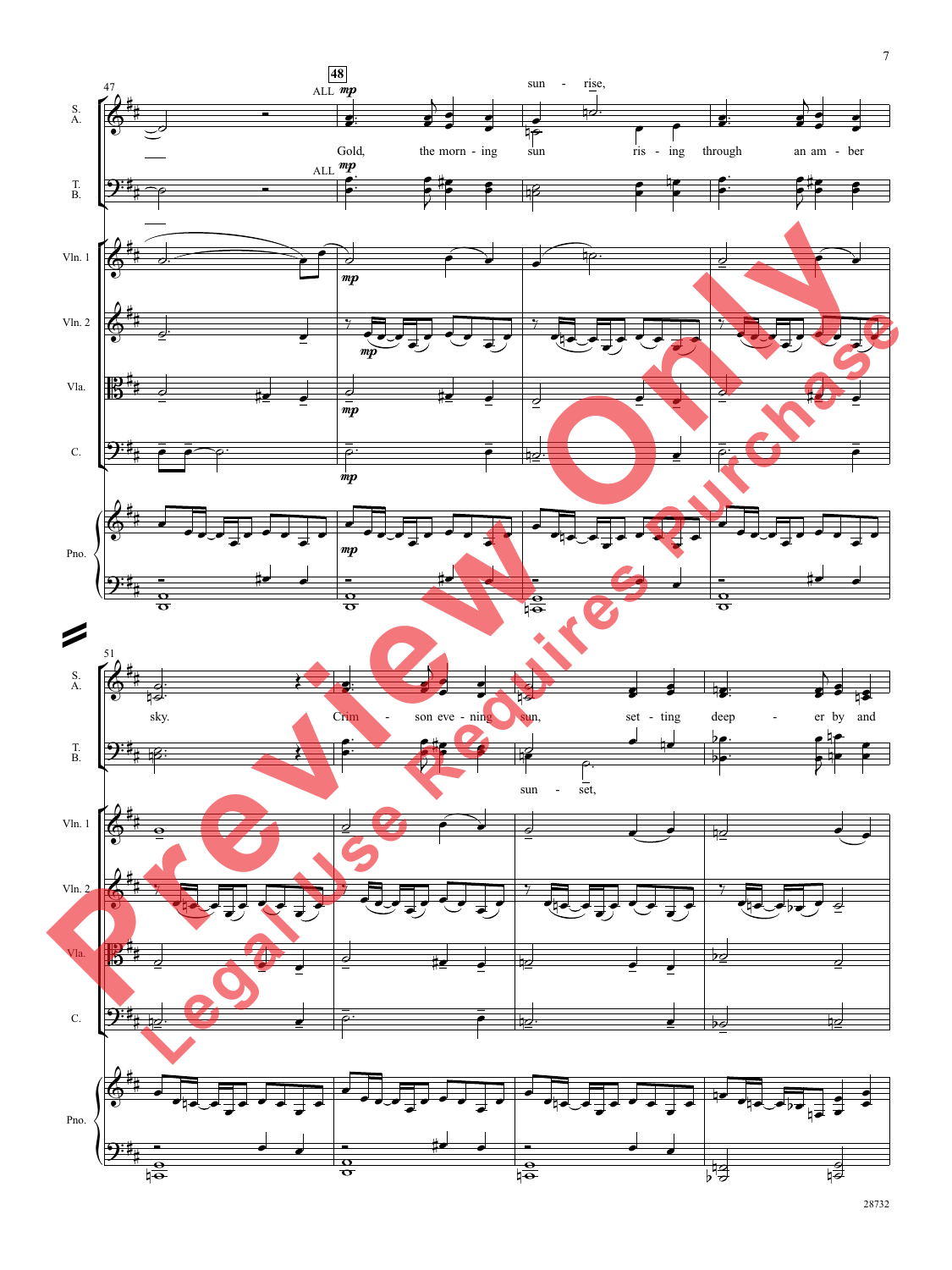47

48

ALL *mp*

sun - rise,

Gold, the morn - ing sun ris - ing through an am - ber

ALL *mp*

51

sky. Crim - son eve - ning sun, set - ting deep - er by and

sun - set,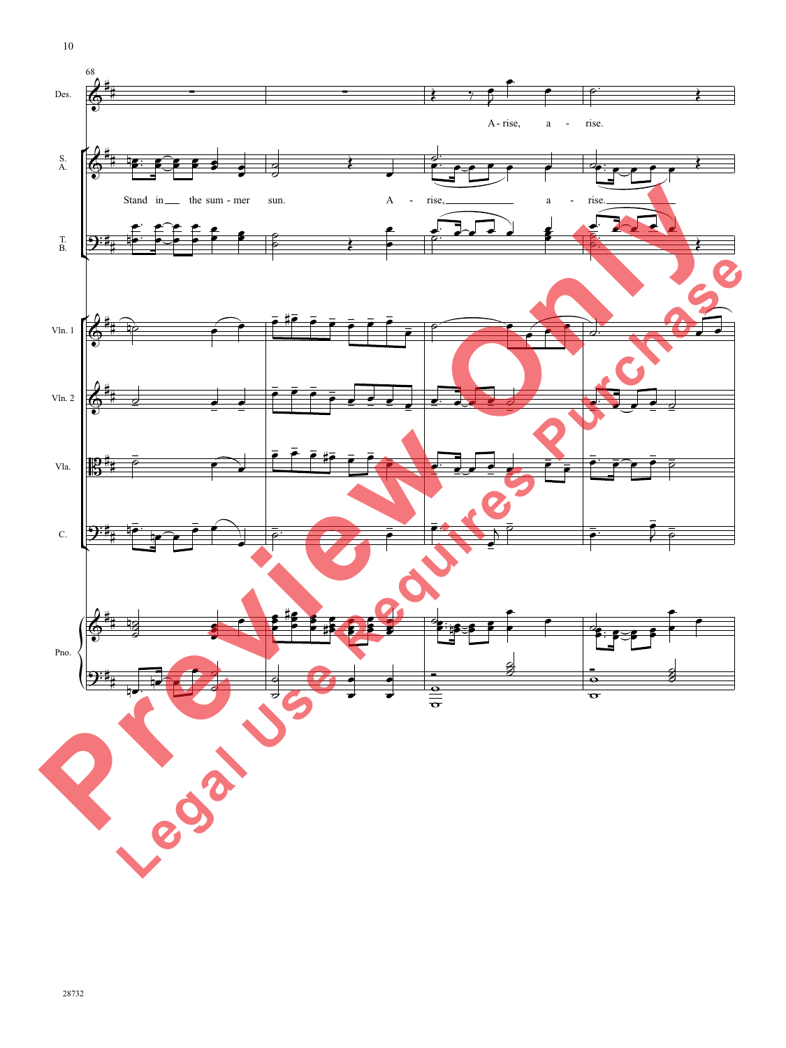68

Des.

A - rise, a - rise.

S. A.

Stand in the sum - mer sun. A - rise, a - rise.

T. B.

Vln. 1

Vln. 2

Vla.

C.

Pno.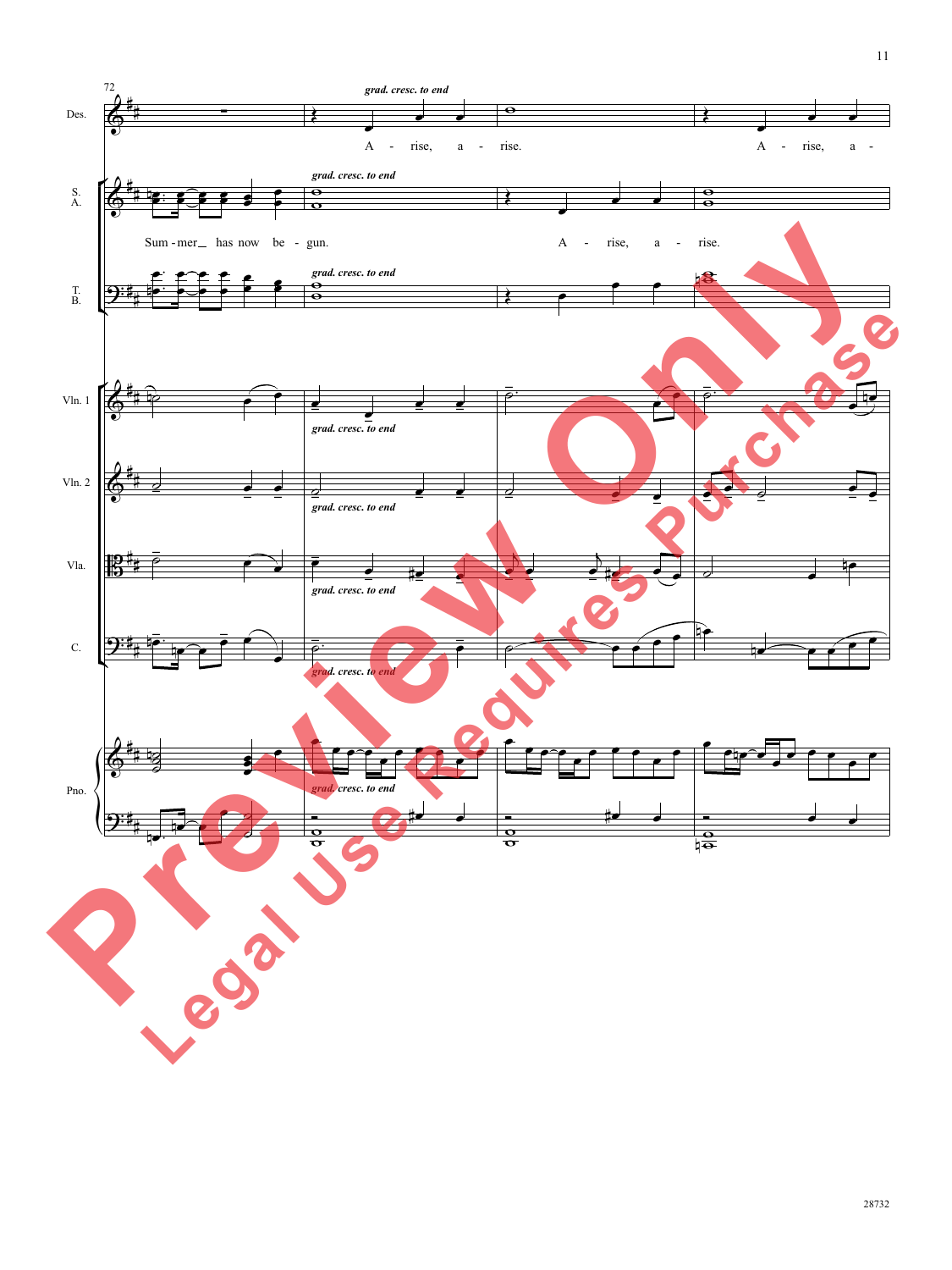72

Des.

*grad. cresc. to end*

A - rise, a - rise. A - rise, a -

S. A.

Sum - mer has now be - gun.

*grad. cresc. to end*

A - rise, a - rise.

T. B.

*grad. cresc. to end*

Vln. 1

*grad. cresc. to end*

Vln. 2

*grad. cresc. to end*

Vla.

*grad. cresc. to end*

C.

*grad. cresc. to end*

Pno.

*grad. cresc. to end*

Preview Only

Legal Use Requires Purchase